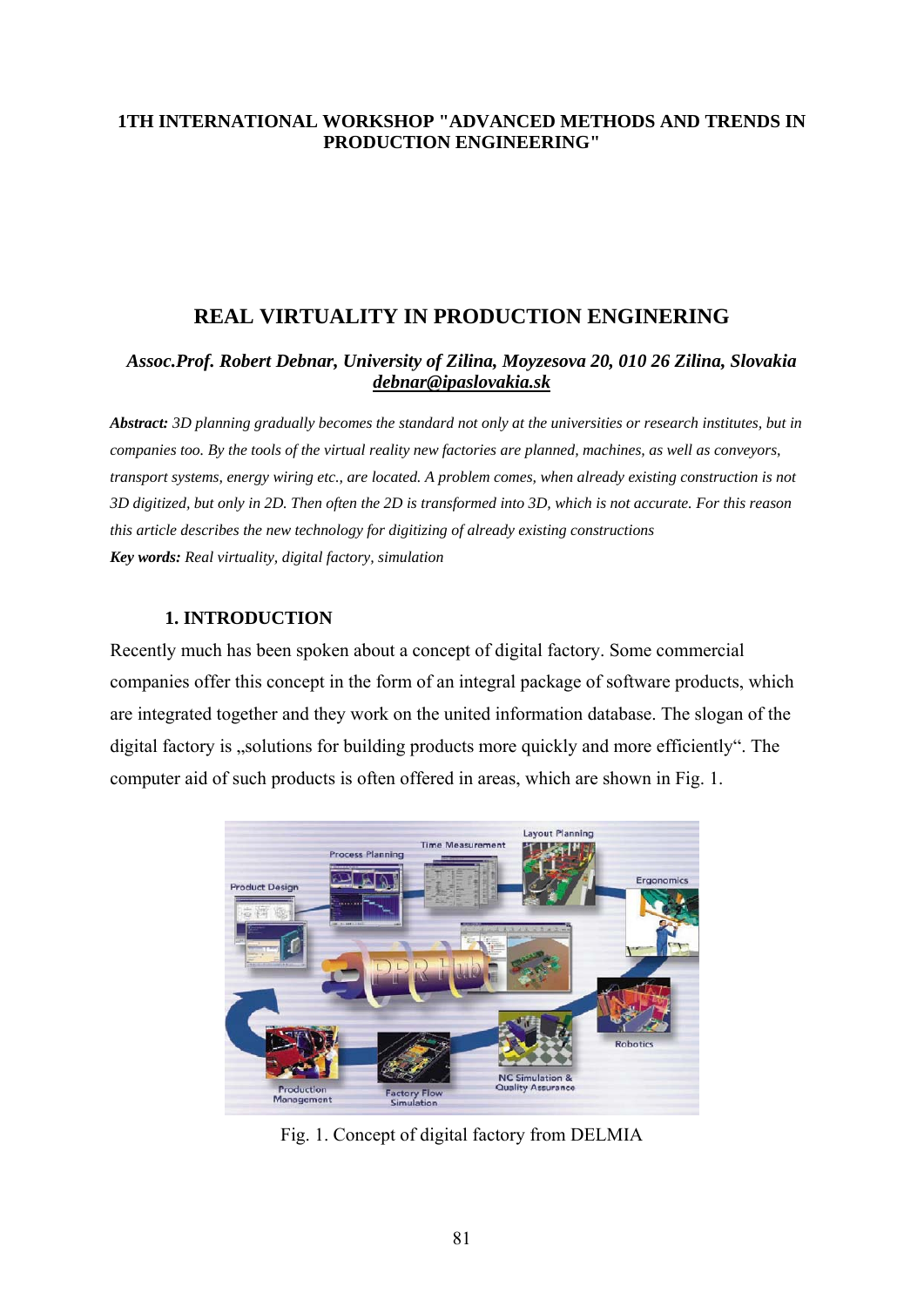**1TH INTERNATIONAL WORKSHOP "ADVANCED METHODS AND TRENDS IN PRODUCTION ENGINEERING"**

# REAL VIRTUALITY IN PRODUCTION ENGINERING

***Assoc.Prof. Robert Debnar, University of Zilina, Moyzesova 20, 010 26 Zilina, Slovakia***
***debnar@ipaslovakia.sk***

***Abstract:*** *3D planning gradually becomes the standard not only at the universities or research institutes, but in companies too. By the tools of the virtual reality new factories are planned, machines, as well as conveyors, transport systems, energy wiring etc., are located. A problem comes, when already existing construction is not 3D digitized, but only in 2D. Then often the 2D is transformed into 3D, which is not accurate. For this reason this article describes the new technology for digitizing of already existing constructions*

***Key words:*** *Real virtuality, digital factory, simulation*

## 1. INTRODUCTION

Recently much has been spoken about a concept of digital factory. Some commercial companies offer this concept in the form of an integral package of software products, which are integrated together and they work on the united information database. The slogan of the digital factory is „solutions for building products more quickly and more efficiently". The computer aid of such products is often offered in areas, which are shown in Fig. 1.

Fig. 1. Concept of digital factory from DELMIA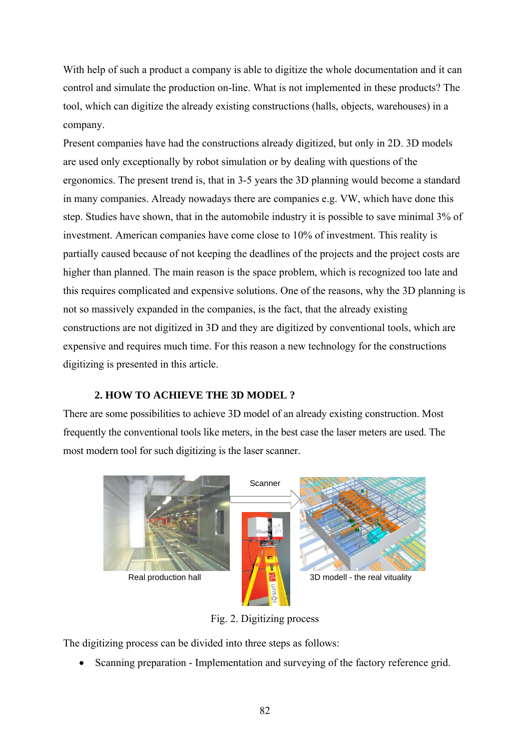With help of such a product a company is able to digitize the whole documentation and it can control and simulate the production on-line. What is not implemented in these products? The tool, which can digitize the already existing constructions (halls, objects, warehouses) in a company.

Present companies have had the constructions already digitized, but only in 2D. 3D models are used only exceptionally by robot simulation or by dealing with questions of the ergonomics. The present trend is, that in 3-5 years the 3D planning would become a standard in many companies. Already nowadays there are companies e.g. VW, which have done this step. Studies have shown, that in the automobile industry it is possible to save minimal 3% of investment. American companies have come close to 10% of investment. This reality is partially caused because of not keeping the deadlines of the projects and the project costs are higher than planned. The main reason is the space problem, which is recognized too late and this requires complicated and expensive solutions. One of the reasons, why the 3D planning is not so massively expanded in the companies, is the fact, that the already existing constructions are not digitized in 3D and they are digitized by conventional tools, which are expensive and requires much time. For this reason a new technology for the constructions digitizing is presented in this article.

## 2. HOW TO ACHIEVE THE 3D MODEL ?

There are some possibilities to achieve 3D model of an already existing construction. Most frequently the conventional tools like meters, in the best case the laser meters are used. The most modern tool for such digitizing is the laser scanner.

Real production hall — Scanner — 3D modell - the real vituality

Fig. 2. Digitizing process

The digitizing process can be divided into three steps as follows:

- Scanning preparation - Implementation and surveying of the factory reference grid.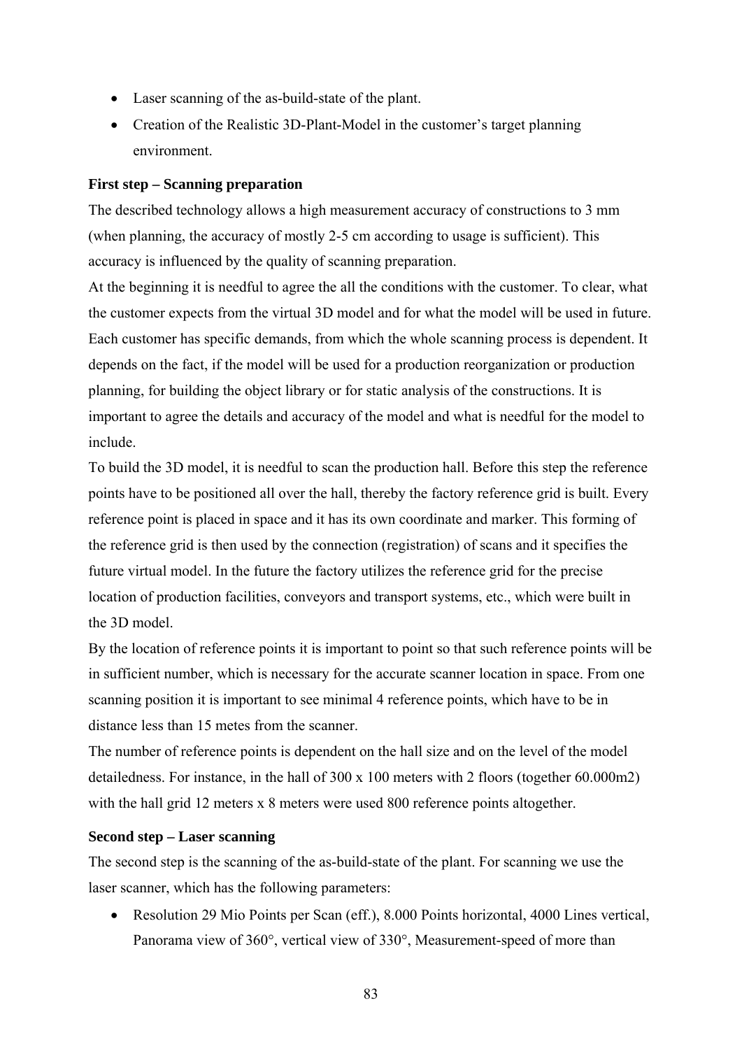- Laser scanning of the as-build-state of the plant.
- Creation of the Realistic 3D-Plant-Model in the customer's target planning environment.

**First step – Scanning preparation**

The described technology allows a high measurement accuracy of constructions to 3 mm (when planning, the accuracy of mostly 2-5 cm according to usage is sufficient). This accuracy is influenced by the quality of scanning preparation.

At the beginning it is needful to agree the all the conditions with the customer. To clear, what the customer expects from the virtual 3D model and for what the model will be used in future. Each customer has specific demands, from which the whole scanning process is dependent. It depends on the fact, if the model will be used for a production reorganization or production planning, for building the object library or for static analysis of the constructions. It is important to agree the details and accuracy of the model and what is needful for the model to include.

To build the 3D model, it is needful to scan the production hall. Before this step the reference points have to be positioned all over the hall, thereby the factory reference grid is built. Every reference point is placed in space and it has its own coordinate and marker. This forming of the reference grid is then used by the connection (registration) of scans and it specifies the future virtual model. In the future the factory utilizes the reference grid for the precise location of production facilities, conveyors and transport systems, etc., which were built in the 3D model.

By the location of reference points it is important to point so that such reference points will be in sufficient number, which is necessary for the accurate scanner location in space. From one scanning position it is important to see minimal 4 reference points, which have to be in distance less than 15 metes from the scanner.

The number of reference points is dependent on the hall size and on the level of the model detailedness. For instance, in the hall of 300 x 100 meters with 2 floors (together 60.000m2) with the hall grid 12 meters x 8 meters were used 800 reference points altogether.

**Second step – Laser scanning**

The second step is the scanning of the as-build-state of the plant. For scanning we use the laser scanner, which has the following parameters:

- Resolution 29 Mio Points per Scan (eff.), 8.000 Points horizontal, 4000 Lines vertical, Panorama view of 360°, vertical view of 330°, Measurement-speed of more than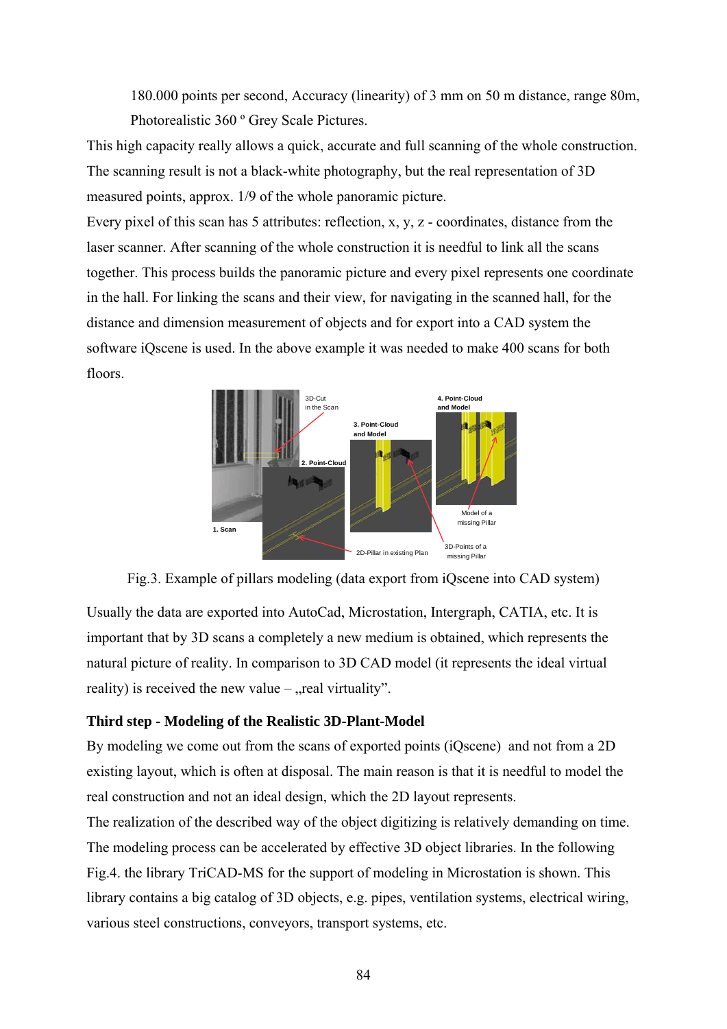180.000 points per second, Accuracy (linearity) of 3 mm on 50 m distance, range 80m, Photorealistic 360 º Grey Scale Pictures.

This high capacity really allows a quick, accurate and full scanning of the whole construction. The scanning result is not a black-white photography, but the real representation of 3D measured points, approx. 1/9 of the whole panoramic picture.

Every pixel of this scan has 5 attributes: reflection, x, y, z - coordinates, distance from the laser scanner. After scanning of the whole construction it is needful to link all the scans together. This process builds the panoramic picture and every pixel represents one coordinate in the hall. For linking the scans and their view, for navigating in the scanned hall, for the distance and dimension measurement of objects and for export into a CAD system the software iQscene is used. In the above example it was needed to make 400 scans for both floors.

Fig.3. Example of pillars modeling (data export from iQscene into CAD system)

Usually the data are exported into AutoCad, Microstation, Intergraph, CATIA, etc. It is important that by 3D scans a completely a new medium is obtained, which represents the natural picture of reality. In comparison to 3D CAD model (it represents the ideal virtual reality) is received the new value – „real virtuality".

**Third step - Modeling of the Realistic 3D-Plant-Model**

By modeling we come out from the scans of exported points (iQscene) and not from a 2D existing layout, which is often at disposal. The main reason is that it is needful to model the real construction and not an ideal design, which the 2D layout represents.

The realization of the described way of the object digitizing is relatively demanding on time. The modeling process can be accelerated by effective 3D object libraries. In the following Fig.4. the library TriCAD-MS for the support of modeling in Microstation is shown. This library contains a big catalog of 3D objects, e.g. pipes, ventilation systems, electrical wiring, various steel constructions, conveyors, transport systems, etc.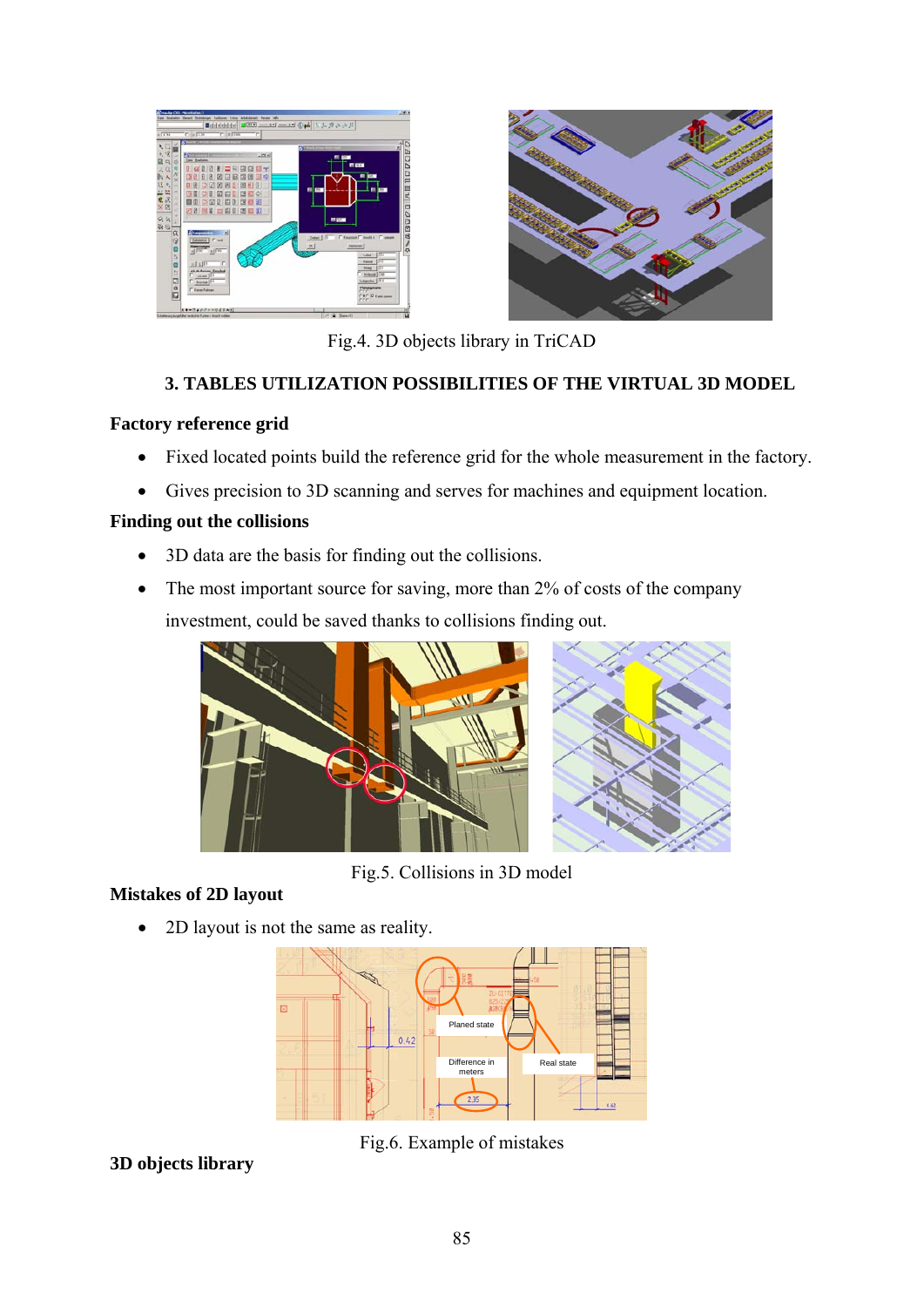Fig.4. 3D objects library in TriCAD

## 3. TABLES UTILIZATION POSSIBILITIES OF THE VIRTUAL 3D MODEL

**Factory reference grid**

- Fixed located points build the reference grid for the whole measurement in the factory.
- Gives precision to 3D scanning and serves for machines and equipment location.

**Finding out the collisions**

- 3D data are the basis for finding out the collisions.
- The most important source for saving, more than 2% of costs of the company investment, could be saved thanks to collisions finding out.

Fig.5. Collisions in 3D model

**Mistakes of 2D layout**

- 2D layout is not the same as reality.

Fig.6. Example of mistakes

**3D objects library**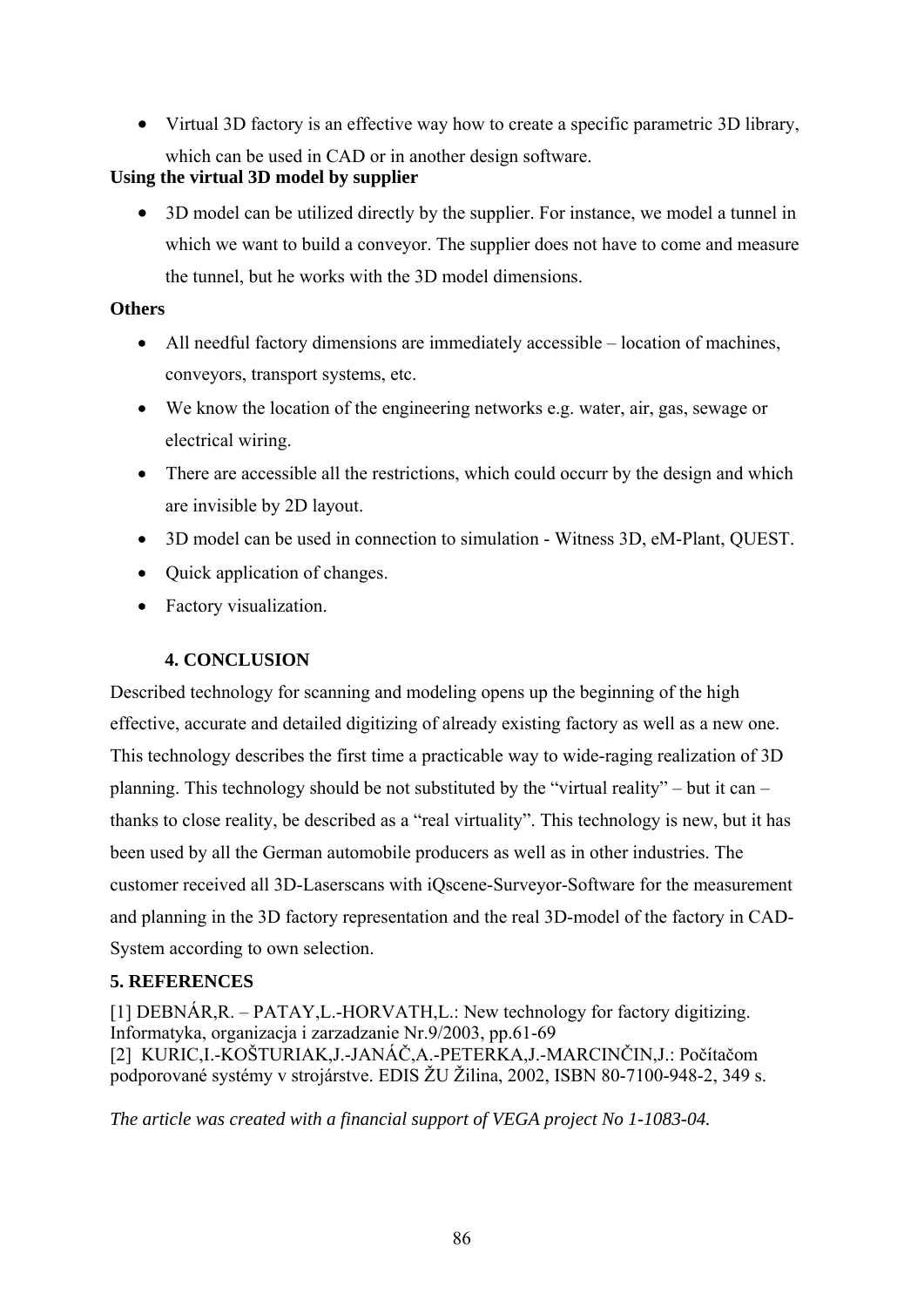- Virtual 3D factory is an effective way how to create a specific parametric 3D library, which can be used in CAD or in another design software.

**Using the virtual 3D model by supplier**

- 3D model can be utilized directly by the supplier. For instance, we model a tunnel in which we want to build a conveyor. The supplier does not have to come and measure the tunnel, but he works with the 3D model dimensions.

**Others**

- All needful factory dimensions are immediately accessible – location of machines, conveyors, transport systems, etc.
- We know the location of the engineering networks e.g. water, air, gas, sewage or electrical wiring.
- There are accessible all the restrictions, which could occurr by the design and which are invisible by 2D layout.
- 3D model can be used in connection to simulation - Witness 3D, eM-Plant, QUEST.
- Quick application of changes.
- Factory visualization.

## 4. CONCLUSION

Described technology for scanning and modeling opens up the beginning of the high effective, accurate and detailed digitizing of already existing factory as well as a new one. This technology describes the first time a practicable way to wide-raging realization of 3D planning. This technology should be not substituted by the "virtual reality" – but it can – thanks to close reality, be described as a "real virtuality". This technology is new, but it has been used by all the German automobile producers as well as in other industries. The customer received all 3D-Laserscans with iQscene-Surveyor-Software for the measurement and planning in the 3D factory representation and the real 3D-model of the factory in CAD-System according to own selection.

## 5. REFERENCES

[1] DEBNÁR,R. – PATAY,L.-HORVATH,L.: New technology for factory digitizing. Informatyka, organizacja i zarzadzanie Nr.9/2003, pp.61-69
[2] KURIC,I.-KOŠTURIAK,J.-JANÁČ,A.-PETERKA,J.-MARCINČIN,J.: Počítačom podporované systémy v strojárstve. EDIS ŽU Žilina, 2002, ISBN 80-7100-948-2, 349 s.

*The article was created with a financial support of VEGA project No 1-1083-04.*